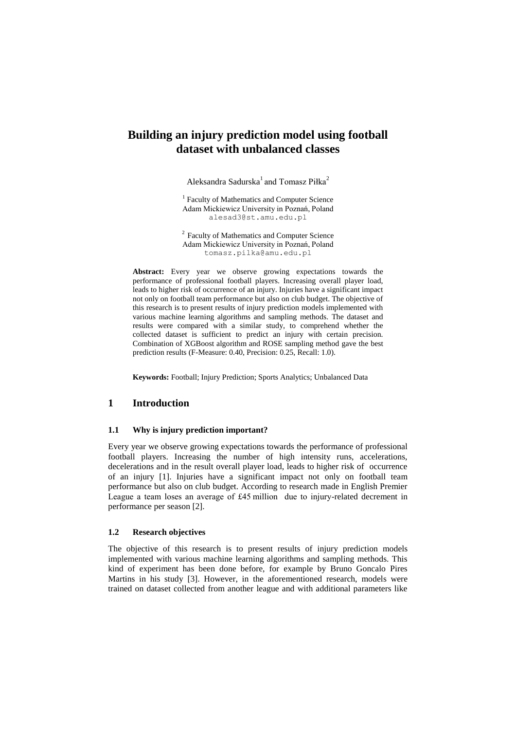# Building an injury prediction model using football dataset with unbalanced classes

Aleksandra Sadurska[1] and Tomasz Piłka[2]

[1] Faculty of Mathematics and Computer Science
Adam Mickiewicz University in Poznań, Poland
alesad3@st.amu.edu.pl

[2] Faculty of Mathematics and Computer Science
Adam Mickiewicz University in Poznań, Poland
tomasz.pilka@amu.edu.pl

**Abstract:** Every year we observe growing expectations towards the performance of professional football players. Increasing overall player load, leads to higher risk of occurrence of an injury. Injuries have a significant impact not only on football team performance but also on club budget. The objective of this research is to present results of injury prediction models implemented with various machine learning algorithms and sampling methods. The dataset and results were compared with a similar study, to comprehend whether the collected dataset is sufficient to predict an injury with certain precision. Combination of XGBoost algorithm and ROSE sampling method gave the best prediction results (F-Measure: 0.40, Precision: 0.25, Recall: 1.0).

**Keywords:** Football; Injury Prediction; Sports Analytics; Unbalanced Data

## 1 Introduction

### 1.1 Why is injury prediction important?

Every year we observe growing expectations towards the performance of professional football players. Increasing the number of high intensity runs, accelerations, decelerations and in the result overall player load, leads to higher risk of occurrence of an injury [1]. Injuries have a significant impact not only on football team performance but also on club budget. According to research made in English Premier League a team loses an average of £45 million due to injury-related decrement in performance per season [2].

### 1.2 Research objectives

The objective of this research is to present results of injury prediction models implemented with various machine learning algorithms and sampling methods. This kind of experiment has been done before, for example by Bruno Goncalo Pires Martins in his study [3]. However, in the aforementioned research, models were trained on dataset collected from another league and with additional parameters like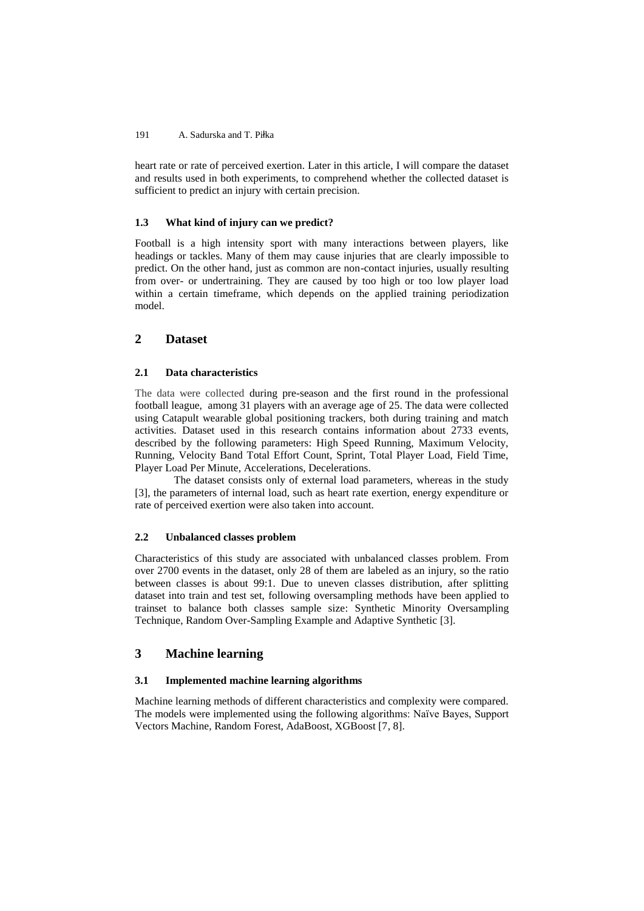heart rate or rate of perceived exertion. Later in this article, I will compare the dataset and results used in both experiments, to comprehend whether the collected dataset is sufficient to predict an injury with certain precision.

### 1.3 What kind of injury can we predict?

Football is a high intensity sport with many interactions between players, like headings or tackles. Many of them may cause injuries that are clearly impossible to predict. On the other hand, just as common are non-contact injuries, usually resulting from over- or undertraining. They are caused by too high or too low player load within a certain timeframe, which depends on the applied training periodization model.

## 2 Dataset

### 2.1 Data characteristics

The data were collected during pre-season and the first round in the professional football league, among 31 players with an average age of 25. The data were collected using Catapult wearable global positioning trackers, both during training and match activities. Dataset used in this research contains information about 2733 events, described by the following parameters: High Speed Running, Maximum Velocity, Running, Velocity Band Total Effort Count, Sprint, Total Player Load, Field Time, Player Load Per Minute, Accelerations, Decelerations.

The dataset consists only of external load parameters, whereas in the study [3], the parameters of internal load, such as heart rate exertion, energy expenditure or rate of perceived exertion were also taken into account.

### 2.2 Unbalanced classes problem

Characteristics of this study are associated with unbalanced classes problem. From over 2700 events in the dataset, only 28 of them are labeled as an injury, so the ratio between classes is about 99:1. Due to uneven classes distribution, after splitting dataset into train and test set, following oversampling methods have been applied to trainset to balance both classes sample size: Synthetic Minority Oversampling Technique, Random Over-Sampling Example and Adaptive Synthetic [3].

## 3 Machine learning

### 3.1 Implemented machine learning algorithms

Machine learning methods of different characteristics and complexity were compared. The models were implemented using the following algorithms: Naïve Bayes, Support Vectors Machine, Random Forest, AdaBoost, XGBoost [7, 8].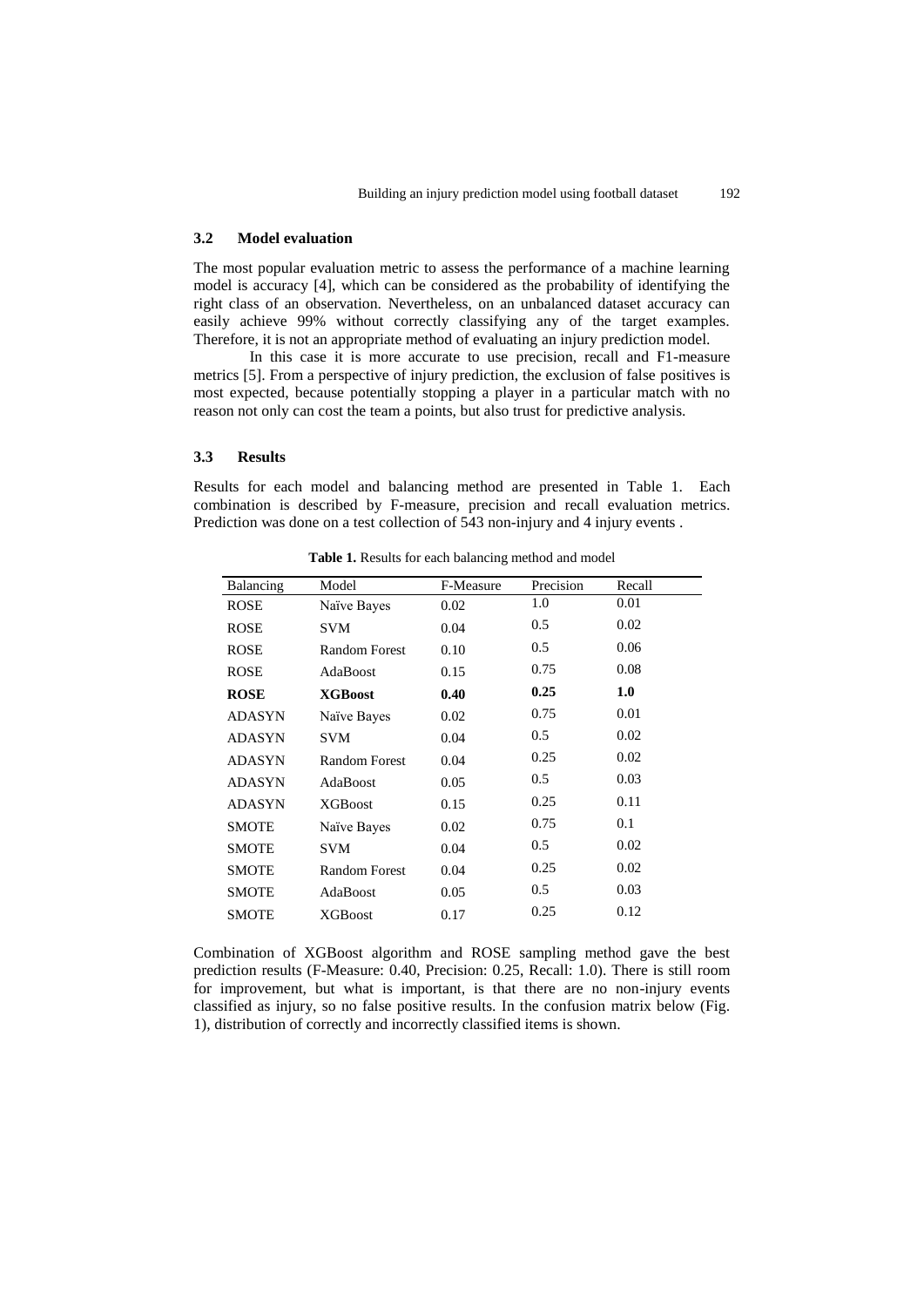### 3.2 Model evaluation

The most popular evaluation metric to assess the performance of a machine learning model is accuracy [4], which can be considered as the probability of identifying the right class of an observation. Nevertheless, on an unbalanced dataset accuracy can easily achieve 99% without correctly classifying any of the target examples. Therefore, it is not an appropriate method of evaluating an injury prediction model.

In this case it is more accurate to use precision, recall and F1-measure metrics [5]. From a perspective of injury prediction, the exclusion of false positives is most expected, because potentially stopping a player in a particular match with no reason not only can cost the team a points, but also trust for predictive analysis.

### 3.3 Results

Results for each model and balancing method are presented in Table 1. Each combination is described by F-measure, precision and recall evaluation metrics. Prediction was done on a test collection of 543 non-injury and 4 injury events .

**Table 1.** Results for each balancing method and model

| Balancing | Model | F-Measure | Precision | Recall |
|---|---|---|---|---|
| ROSE | Naïve Bayes | 0.02 | 1.0 | 0.01 |
| ROSE | SVM | 0.04 | 0.5 | 0.02 |
| ROSE | Random Forest | 0.10 | 0.5 | 0.06 |
| ROSE | AdaBoost | 0.15 | 0.75 | 0.08 |
| **ROSE** | **XGBoost** | **0.40** | **0.25** | **1.0** |
| ADASYN | Naïve Bayes | 0.02 | 0.75 | 0.01 |
| ADASYN | SVM | 0.04 | 0.5 | 0.02 |
| ADASYN | Random Forest | 0.04 | 0.25 | 0.02 |
| ADASYN | AdaBoost | 0.05 | 0.5 | 0.03 |
| ADASYN | XGBoost | 0.15 | 0.25 | 0.11 |
| SMOTE | Naïve Bayes | 0.02 | 0.75 | 0.1 |
| SMOTE | SVM | 0.04 | 0.5 | 0.02 |
| SMOTE | Random Forest | 0.04 | 0.25 | 0.02 |
| SMOTE | AdaBoost | 0.05 | 0.5 | 0.03 |
| SMOTE | XGBoost | 0.17 | 0.25 | 0.12 |

Combination of XGBoost algorithm and ROSE sampling method gave the best prediction results (F-Measure: 0.40, Precision: 0.25, Recall: 1.0). There is still room for improvement, but what is important, is that there are no non-injury events classified as injury, so no false positive results. In the confusion matrix below (Fig. 1), distribution of correctly and incorrectly classified items is shown.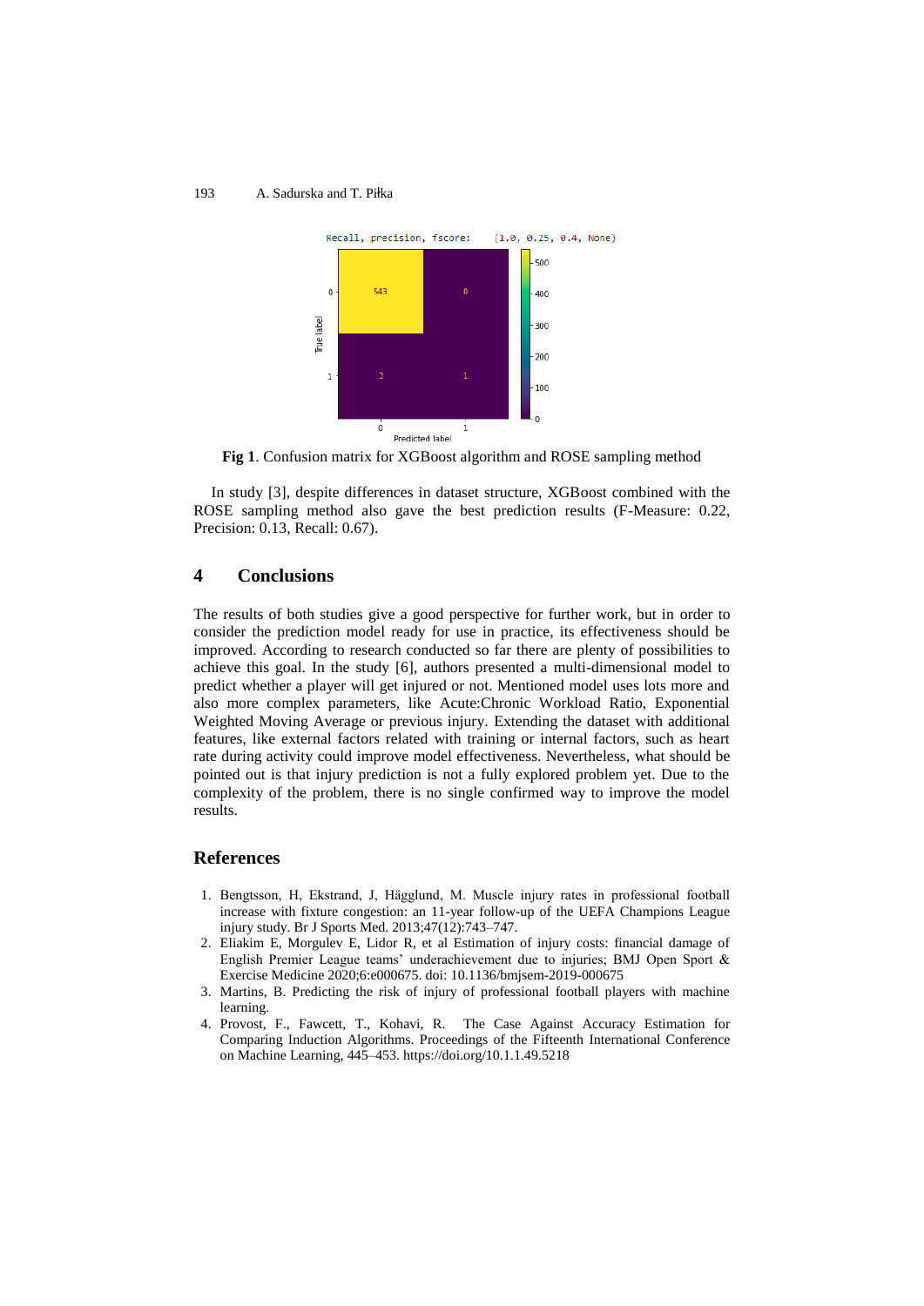Recall, precision, fscore: (1.0, 0.25, 0.4, None)

|  | Predicted 0 | Predicted 1 |
|---|---|---|
| True 0 | 543 | 0 |
| True 1 | 3 | 1 |

**Fig 1**. Confusion matrix for XGBoost algorithm and ROSE sampling method

In study [3], despite differences in dataset structure, XGBoost combined with the ROSE sampling method also gave the best prediction results (F-Measure: 0.22, Precision: 0.13, Recall: 0.67).

## 4 Conclusions

The results of both studies give a good perspective for further work, but in order to consider the prediction model ready for use in practice, its effectiveness should be improved. According to research conducted so far there are plenty of possibilities to achieve this goal. In the study [6], authors presented a multi-dimensional model to predict whether a player will get injured or not. Mentioned model uses lots more and also more complex parameters, like Acute:Chronic Workload Ratio, Exponential Weighted Moving Average or previous injury. Extending the dataset with additional features, like external factors related with training or internal factors, such as heart rate during activity could improve model effectiveness. Nevertheless, what should be pointed out is that injury prediction is not a fully explored problem yet. Due to the complexity of the problem, there is no single confirmed way to improve the model results.

## References

1. Bengtsson, H, Ekstrand, J, Hägglund, M. Muscle injury rates in professional football increase with fixture congestion: an 11-year follow-up of the UEFA Champions League injury study. Br J Sports Med. 2013;47(12):743–747.
2. Eliakim E, Morgulev E, Lidor R, et al Estimation of injury costs: financial damage of English Premier League teams' underachievement due to injuries; BMJ Open Sport & Exercise Medicine 2020;6:e000675. doi: 10.1136/bmjsem-2019-000675
3. Martins, B. Predicting the risk of injury of professional football players with machine learning.
4. Provost, F., Fawcett, T., Kohavi, R. The Case Against Accuracy Estimation for Comparing Induction Algorithms. Proceedings of the Fifteenth International Conference on Machine Learning, 445–453. https://doi.org/10.1.1.49.5218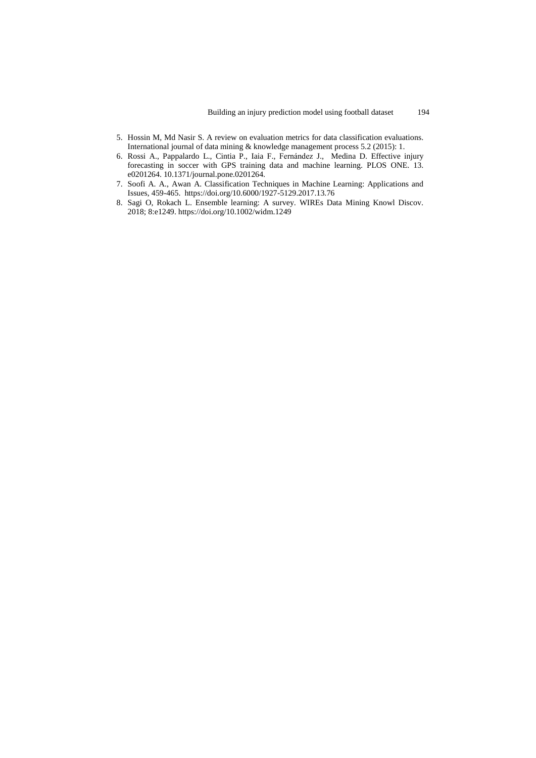5. Hossin M, Md Nasir S. A review on evaluation metrics for data classification evaluations. International journal of data mining & knowledge management process 5.2 (2015): 1.
6. Rossi A., Pappalardo L., Cintia P., Iaia F., Fernández J., Medina D. Effective injury forecasting in soccer with GPS training data and machine learning. PLOS ONE. 13. e0201264. 10.1371/journal.pone.0201264.
7. Soofi A. A., Awan A. Classification Techniques in Machine Learning: Applications and Issues, 459-465. https://doi.org/10.6000/1927-5129.2017.13.76
8. Sagi O, Rokach L. Ensemble learning: A survey. WIREs Data Mining Knowl Discov. 2018; 8:e1249. https://doi.org/10.1002/widm.1249